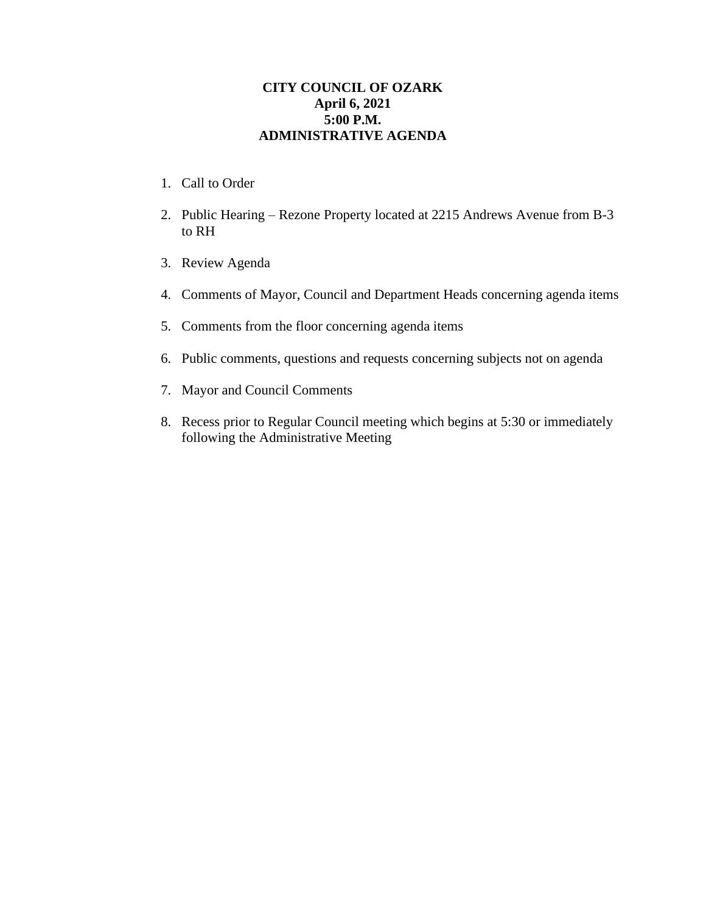**CITY COUNCIL OF OZARK**
**April 6, 2021**
**5:00 P.M.**
**ADMINISTRATIVE AGENDA**

1. Call to Order

2. Public Hearing – Rezone Property located at 2215 Andrews Avenue from B-3 to RH

3. Review Agenda

4. Comments of Mayor, Council and Department Heads concerning agenda items

5. Comments from the floor concerning agenda items

6. Public comments, questions and requests concerning subjects not on agenda

7. Mayor and Council Comments

8. Recess prior to Regular Council meeting which begins at 5:30 or immediately following the Administrative Meeting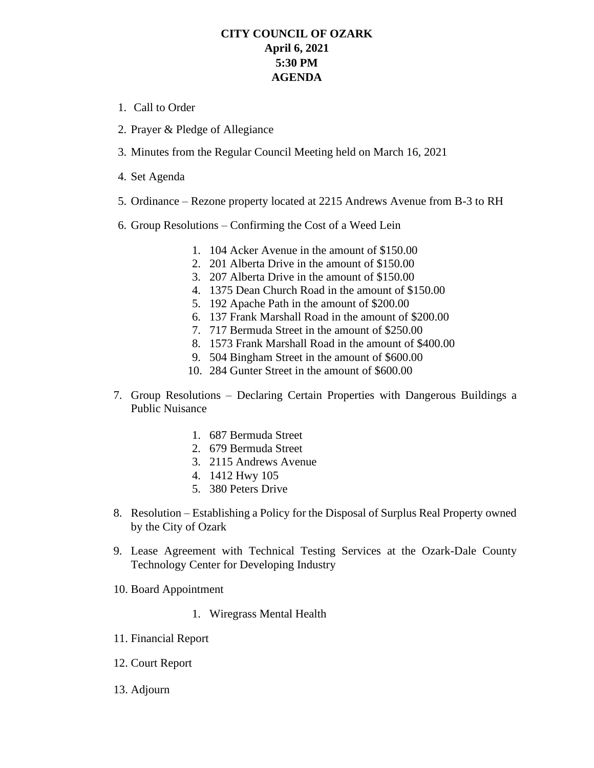# CITY COUNCIL OF OZARK
**April 6, 2021**
**5:30 PM**
**AGENDA**

1. Call to Order
2. Prayer & Pledge of Allegiance
3. Minutes from the Regular Council Meeting held on March 16, 2021
4. Set Agenda
5. Ordinance – Rezone property located at 2215 Andrews Avenue from B-3 to RH
6. Group Resolutions – Confirming the Cost of a Weed Lein
    1. 104 Acker Avenue in the amount of $150.00
    2. 201 Alberta Drive in the amount of $150.00
    3. 207 Alberta Drive in the amount of $150.00
    4. 1375 Dean Church Road in the amount of $150.00
    5. 192 Apache Path in the amount of $200.00
    6. 137 Frank Marshall Road in the amount of $200.00
    7. 717 Bermuda Street in the amount of $250.00
    8. 1573 Frank Marshall Road in the amount of $400.00
    9. 504 Bingham Street in the amount of $600.00
    10. 284 Gunter Street in the amount of $600.00
7. Group Resolutions – Declaring Certain Properties with Dangerous Buildings a Public Nuisance
    1. 687 Bermuda Street
    2. 679 Bermuda Street
    3. 2115 Andrews Avenue
    4. 1412 Hwy 105
    5. 380 Peters Drive
8. Resolution – Establishing a Policy for the Disposal of Surplus Real Property owned by the City of Ozark
9. Lease Agreement with Technical Testing Services at the Ozark-Dale County Technology Center for Developing Industry
10. Board Appointment
    1. Wiregrass Mental Health
11. Financial Report
12. Court Report
13. Adjourn